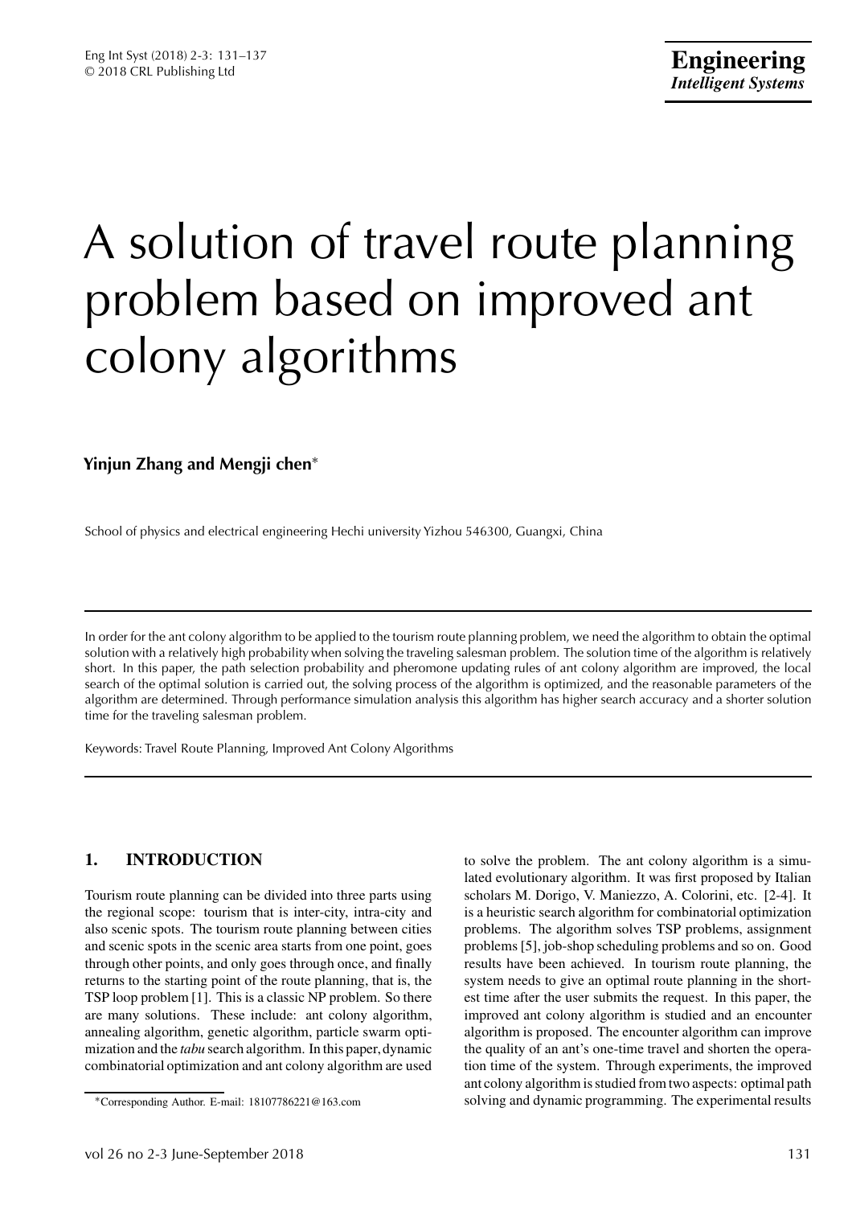# A solution of travel route planning problem based on improved ant colony algorithms

**Yinjun Zhang and Mengji chen***

School of physics and electrical engineering Hechi university Yizhou 546300, Guangxi, China

---

In order for the ant colony algorithm to be applied to the tourism route planning problem, we need the algorithm to obtain the optimal solution with a relatively high probability when solving the traveling salesman problem. The solution time of the algorithm is relatively short. In this paper, the path selection probability and pheromone updating rules of ant colony algorithm are improved, the local search of the optimal solution is carried out, the solving process of the algorithm is optimized, and the reasonable parameters of the algorithm are determined. Through performance simulation analysis this algorithm has higher search accuracy and a shorter solution time for the traveling salesman problem.

Keywords: Travel Route Planning, Improved Ant Colony Algorithms

---

## 1. INTRODUCTION

Tourism route planning can be divided into three parts using the regional scope: tourism that is inter-city, intra-city and also scenic spots. The tourism route planning between cities and scenic spots in the scenic area starts from one point, goes through other points, and only goes through once, and finally returns to the starting point of the route planning, that is, the TSP loop problem [1]. This is a classic NP problem. So there are many solutions. These include: ant colony algorithm, annealing algorithm, genetic algorithm, particle swarm optimization and the *tabu* search algorithm. In this paper, dynamic combinatorial optimization and ant colony algorithm are used to solve the problem. The ant colony algorithm is a simulated evolutionary algorithm. It was first proposed by Italian scholars M. Dorigo, V. Maniezzo, A. Colorini, etc. [2-4]. It is a heuristic search algorithm for combinatorial optimization problems. The algorithm solves TSP problems, assignment problems [5], job-shop scheduling problems and so on. Good results have been achieved. In tourism route planning, the system needs to give an optimal route planning in the shortest time after the user submits the request. In this paper, the improved ant colony algorithm is studied and an encounter algorithm is proposed. The encounter algorithm can improve the quality of an ant's one-time travel and shorten the operation time of the system. Through experiments, the improved ant colony algorithm is studied from two aspects: optimal path solving and dynamic programming. The experimental results

*Corresponding Author. E-mail: 18107786221@163.com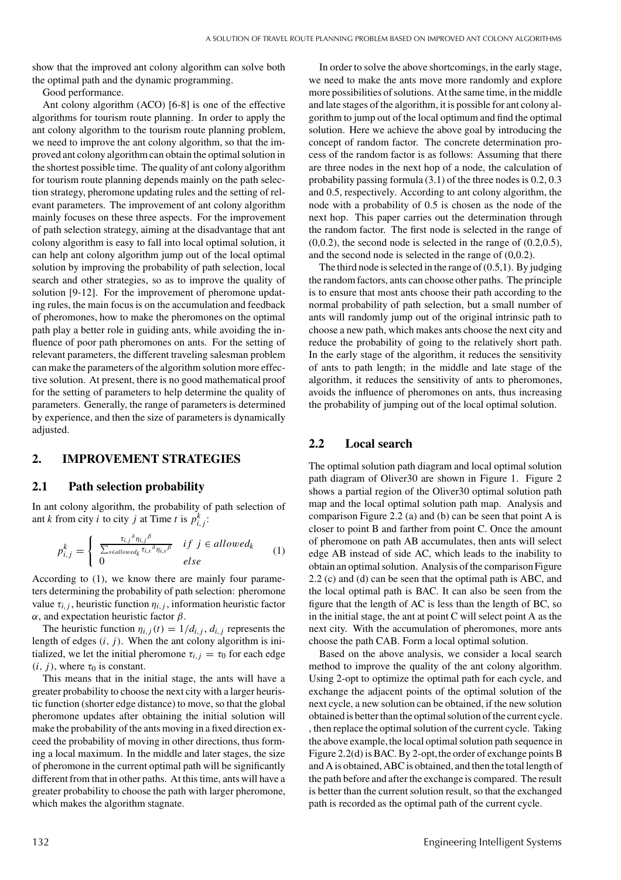show that the improved ant colony algorithm can solve both the optimal path and the dynamic programming.

Good performance.

Ant colony algorithm (ACO) [6-8] is one of the effective algorithms for tourism route planning. In order to apply the ant colony algorithm to the tourism route planning problem, we need to improve the ant colony algorithm, so that the improved ant colony algorithm can obtain the optimal solution in the shortest possible time. The quality of ant colony algorithm for tourism route planning depends mainly on the path selection strategy, pheromone updating rules and the setting of relevant parameters. The improvement of ant colony algorithm mainly focuses on these three aspects. For the improvement of path selection strategy, aiming at the disadvantage that ant colony algorithm is easy to fall into local optimal solution, it can help ant colony algorithm jump out of the local optimal solution by improving the probability of path selection, local search and other strategies, so as to improve the quality of solution [9-12]. For the improvement of pheromone updating rules, the main focus is on the accumulation and feedback of pheromones, how to make the pheromones on the optimal path play a better role in guiding ants, while avoiding the influence of poor path pheromones on ants. For the setting of relevant parameters, the different traveling salesman problem can make the parameters of the algorithm solution more effective solution. At present, there is no good mathematical proof for the setting of parameters to help determine the quality of parameters. Generally, the range of parameters is determined by experience, and then the size of parameters is dynamically adjusted.

## 2. IMPROVEMENT STRATEGIES

### 2.1 Path selection probability

In ant colony algorithm, the probability of path selection of ant $k$ from city $i$ to city $j$ at Time $t$ is $p_{i,j}^{k}$:

$$p_{i,j}^{k} = \begin{cases} \frac{\tau_{i,j}{}^{\alpha}\eta_{i,j}{}^{\beta}}{\sum_{s \in allowed_k} \tau_{i,s}{}^{\alpha}\eta_{i,s}{}^{\beta}} & if\ j \in allowed_k \\ 0 & else \end{cases} \tag{1}$$

According to (1), we know there are mainly four parameters determining the probability of path selection: pheromone value $\tau_{i,j}$, heuristic function $\eta_{i,j}$, information heuristic factor $\alpha$, and expectation heuristic factor $\beta$.

The heuristic function $\eta_{i,j}(t) = 1/d_{i,j}$, $d_{i,j}$ represents the length of edges $(i, j)$. When the ant colony algorithm is initialized, we let the initial pheromone $\tau_{i,j} = \tau_0$ for each edge $(i, j)$, where $\tau_0$ is constant.

This means that in the initial stage, the ants will have a greater probability to choose the next city with a larger heuristic function (shorter edge distance) to move, so that the global pheromone updates after obtaining the initial solution will make the probability of the ants moving in a fixed direction exceed the probability of moving in other directions, thus forming a local maximum. In the middle and later stages, the size of pheromone in the current optimal path will be significantly different from that in other paths. At this time, ants will have a greater probability to choose the path with larger pheromone, which makes the algorithm stagnate.

In order to solve the above shortcomings, in the early stage, we need to make the ants move more randomly and explore more possibilities of solutions. At the same time, in the middle and late stages of the algorithm, it is possible for ant colony algorithm to jump out of the local optimum and find the optimal solution. Here we achieve the above goal by introducing the concept of random factor. The concrete determination process of the random factor is as follows: Assuming that there are three nodes in the next hop of a node, the calculation of probability passing formula (3.1) of the three nodes is 0.2, 0.3 and 0.5, respectively. According to ant colony algorithm, the node with a probability of 0.5 is chosen as the node of the next hop. This paper carries out the determination through the random factor. The first node is selected in the range of (0,0.2), the second node is selected in the range of (0.2,0.5), and the second node is selected in the range of (0,0.2).

The third node is selected in the range of (0.5,1). By judging the random factors, ants can choose other paths. The principle is to ensure that most ants choose their path according to the normal probability of path selection, but a small number of ants will randomly jump out of the original intrinsic path to choose a new path, which makes ants choose the next city and reduce the probability of going to the relatively short path. In the early stage of the algorithm, it reduces the sensitivity of ants to path length; in the middle and late stage of the algorithm, it reduces the sensitivity of ants to pheromones, avoids the influence of pheromones on ants, thus increasing the probability of jumping out of the local optimal solution.

### 2.2 Local search

The optimal solution path diagram and local optimal solution path diagram of Oliver30 are shown in Figure 1. Figure 2 shows a partial region of the Oliver30 optimal solution path map and the local optimal solution path map. Analysis and comparison Figure 2.2 (a) and (b) can be seen that point A is closer to point B and farther from point C. Once the amount of pheromone on path AB accumulates, then ants will select edge AB instead of side AC, which leads to the inability to obtain an optimal solution. Analysis of the comparison Figure 2.2 (c) and (d) can be seen that the optimal path is ABC, and the local optimal path is BAC. It can also be seen from the figure that the length of AC is less than the length of BC, so in the initial stage, the ant at point C will select point A as the next city. With the accumulation of pheromones, more ants choose the path CAB. Form a local optimal solution.

Based on the above analysis, we consider a local search method to improve the quality of the ant colony algorithm. Using 2-opt to optimize the optimal path for each cycle, and exchange the adjacent points of the optimal solution of the next cycle, a new solution can be obtained, if the new solution obtained is better than the optimal solution of the current cycle. , then replace the optimal solution of the current cycle. Taking the above example, the local optimal solution path sequence in Figure 2.2(d) is BAC. By 2-opt, the order of exchange points B and A is obtained, ABC is obtained, and then the total length of the path before and after the exchange is compared. The result is better than the current solution result, so that the exchanged path is recorded as the optimal path of the current cycle.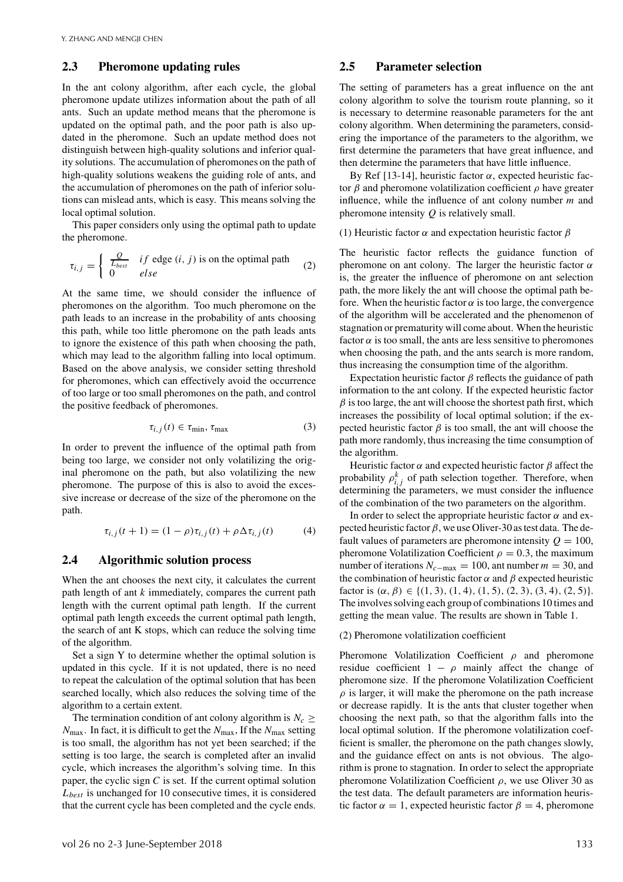## 2.3 Pheromone updating rules

In the ant colony algorithm, after each cycle, the global pheromone update utilizes information about the path of all ants. Such an update method means that the pheromone is updated on the optimal path, and the poor path is also updated in the pheromone. Such an update method does not distinguish between high-quality solutions and inferior quality solutions. The accumulation of pheromones on the path of high-quality solutions weakens the guiding role of ants, and the accumulation of pheromones on the path of inferior solutions can mislead ants, which is easy. This means solving the local optimal solution.

This paper considers only using the optimal path to update the pheromone.

$$\tau_{i,j} = \begin{cases} \frac{Q}{L_{best}} & if \text{ edge } (i,j) \text{ is on the optimal path} \\ 0 & else \end{cases} \quad (2)$$

At the same time, we should consider the influence of pheromones on the algorithm. Too much pheromone on the path leads to an increase in the probability of ants choosing this path, while too little pheromone on the path leads ants to ignore the existence of this path when choosing the path, which may lead to the algorithm falling into local optimum. Based on the above analysis, we consider setting threshold for pheromones, which can effectively avoid the occurrence of too large or too small pheromones on the path, and control the positive feedback of pheromones.

$$\tau_{i,j}(t) \in \tau_{\min}, \tau_{\max} \quad (3)$$

In order to prevent the influence of the optimal path from being too large, we consider not only volatilizing the original pheromone on the path, but also volatilizing the new pheromone. The purpose of this is also to avoid the excessive increase or decrease of the size of the pheromone on the path.

$$\tau_{i,j}(t+1) = (1-\rho)\tau_{i,j}(t) + \rho\Delta\tau_{i,j}(t) \quad (4)$$

## 2.4 Algorithmic solution process

When the ant chooses the next city, it calculates the current path length of ant $k$ immediately, compares the current path length with the current optimal path length. If the current optimal path length exceeds the current optimal path length, the search of ant K stops, which can reduce the solving time of the algorithm.

Set a sign Y to determine whether the optimal solution is updated in this cycle. If it is not updated, there is no need to repeat the calculation of the optimal solution that has been searched locally, which also reduces the solving time of the algorithm to a certain extent.

The termination condition of ant colony algorithm is $N_c \geq N_{\max}$. In fact, it is difficult to get the $N_{\max}$, If the $N_{\max}$ setting is too small, the algorithm has not yet been searched; if the setting is too large, the search is completed after an invalid cycle, which increases the algorithm's solving time. In this paper, the cyclic sign $C$ is set. If the current optimal solution $L_{best}$ is unchanged for 10 consecutive times, it is considered that the current cycle has been completed and the cycle ends.

## 2.5 Parameter selection

The setting of parameters has a great influence on the ant colony algorithm to solve the tourism route planning, so it is necessary to determine reasonable parameters for the ant colony algorithm. When determining the parameters, considering the importance of the parameters to the algorithm, we first determine the parameters that have great influence, and then determine the parameters that have little influence.

By Ref [13-14], heuristic factor $\alpha$, expected heuristic factor $\beta$ and pheromone volatilization coefficient $\rho$ have greater influence, while the influence of ant colony number $m$ and pheromone intensity $Q$ is relatively small.

(1) Heuristic factor $\alpha$ and expectation heuristic factor $\beta$

The heuristic factor reflects the guidance function of pheromone on ant colony. The larger the heuristic factor $\alpha$ is, the greater the influence of pheromone on ant selection path, the more likely the ant will choose the optimal path before. When the heuristic factor $\alpha$ is too large, the convergence of the algorithm will be accelerated and the phenomenon of stagnation or prematurity will come about. When the heuristic factor $\alpha$ is too small, the ants are less sensitive to pheromones when choosing the path, and the ants search is more random, thus increasing the consumption time of the algorithm.

Expectation heuristic factor $\beta$ reflects the guidance of path information to the ant colony. If the expected heuristic factor $\beta$ is too large, the ant will choose the shortest path first, which increases the possibility of local optimal solution; if the expected heuristic factor $\beta$ is too small, the ant will choose the path more randomly, thus increasing the time consumption of the algorithm.

Heuristic factor $\alpha$ and expected heuristic factor $\beta$ affect the probability $\rho_{i,j}^{k}$ of path selection together. Therefore, when determining the parameters, we must consider the influence of the combination of the two parameters on the algorithm.

In order to select the appropriate heuristic factor $\alpha$ and expected heuristic factor $\beta$, we use Oliver-30 as test data. The default values of parameters are pheromone intensity $Q = 100$, pheromone Volatilization Coefficient $\rho = 0.3$, the maximum number of iterations $N_{c-\max} = 100$, ant number $m = 30$, and the combination of heuristic factor $\alpha$ and $\beta$ expected heuristic factor is $(\alpha, \beta) \in \{(1,3), (1,4), (1,5), (2,3), (3,4), (2,5)\}$. The involves solving each group of combinations 10 times and getting the mean value. The results are shown in Table 1.

(2) Pheromone volatilization coefficient

Pheromone Volatilization Coefficient $\rho$ and pheromone residue coefficient $1-\rho$ mainly affect the change of pheromone size. If the pheromone Volatilization Coefficient $\rho$ is larger, it will make the pheromone on the path increase or decrease rapidly. It is the ants that cluster together when choosing the next path, so that the algorithm falls into the local optimal solution. If the pheromone volatilization coefficient is smaller, the pheromone on the path changes slowly, and the guidance effect on ants is not obvious. The algorithm is prone to stagnation. In order to select the appropriate pheromone Volatilization Coefficient $\rho$, we use Oliver 30 as the test data. The default parameters are information heuristic factor $\alpha = 1$, expected heuristic factor $\beta = 4$, pheromone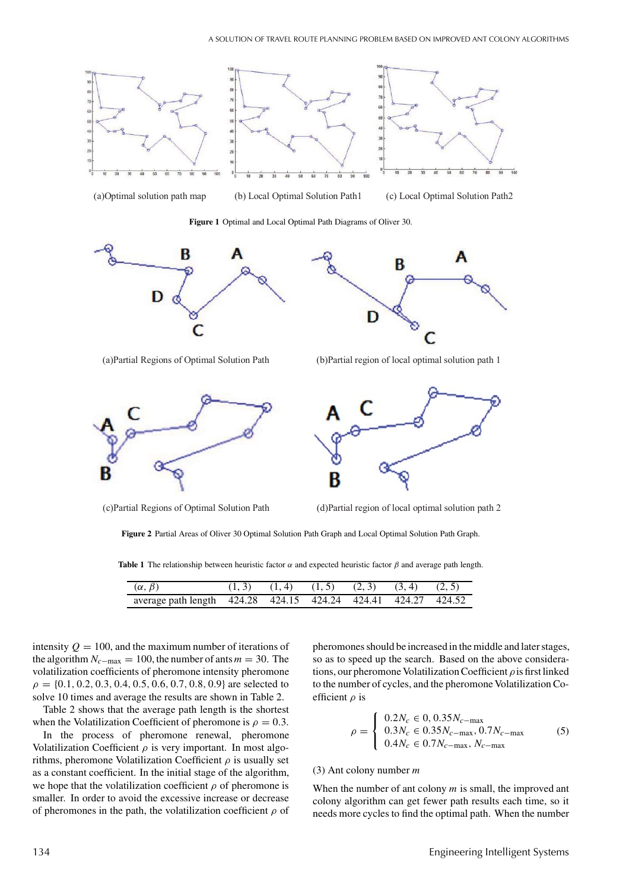(a)Optimal solution path map (b) Local Optimal Solution Path1 (c) Local Optimal Solution Path2

**Figure 1** Optimal and Local Optimal Path Diagrams of Oliver 30.

(a)Partial Regions of Optimal Solution Path (b)Partial region of local optimal solution path 1

(c)Partial Regions of Optimal Solution Path (d)Partial region of local optimal solution path 2

**Figure 2** Partial Areas of Oliver 30 Optimal Solution Path Graph and Local Optimal Solution Path Graph.

**Table 1** The relationship between heuristic factor $\alpha$ and expected heuristic factor $\beta$ and average path length.

| $(\alpha, \beta)$ | (1, 3) | (1, 4) | (1, 5) | (2, 3) | (3, 4) | (2, 5) |
|---|---|---|---|---|---|---|
| average path length | 424.28 | 424.15 | 424.24 | 424.41 | 424.27 | 424.52 |

intensity $Q = 100$, and the maximum number of iterations of the algorithm $N_{c-\max} = 100$, the number of ants $m = 30$. The volatilization coefficients of pheromone intensity pheromone $\rho = \{0.1, 0.2, 0.3, 0.4, 0.5, 0.6, 0.7, 0.8, 0.9\}$ are selected to solve 10 times and average the results are shown in Table 2.

Table 2 shows that the average path length is the shortest when the Volatilization Coefficient of pheromone is $\rho = 0.3$.

In the process of pheromone renewal, pheromone Volatilization Coefficient $\rho$ is very important. In most algorithms, pheromone Volatilization Coefficient $\rho$ is usually set as a constant coefficient. In the initial stage of the algorithm, we hope that the volatilization coefficient $\rho$ of pheromone is smaller. In order to avoid the excessive increase or decrease of pheromones in the path, the volatilization coefficient $\rho$ of pheromones should be increased in the middle and later stages, so as to speed up the search. Based on the above considerations, our pheromone Volatilization Coefficient $\rho$ is first linked to the number of cycles, and the pheromone Volatilization Coefficient $\rho$ is

$$\rho = \begin{cases} 0.2 N_c \in 0, 0.35 N_{c-\max} \\ 0.3 N_c \in 0.35 N_{c-\max}, 0.7 N_{c-\max} \\ 0.4 N_c \in 0.7 N_{c-\max}, N_{c-\max} \end{cases} \tag{5}$$

(3) Ant colony number $m$

When the number of ant colony $m$ is small, the improved ant colony algorithm can get fewer path results each time, so it needs more cycles to find the optimal path. When the number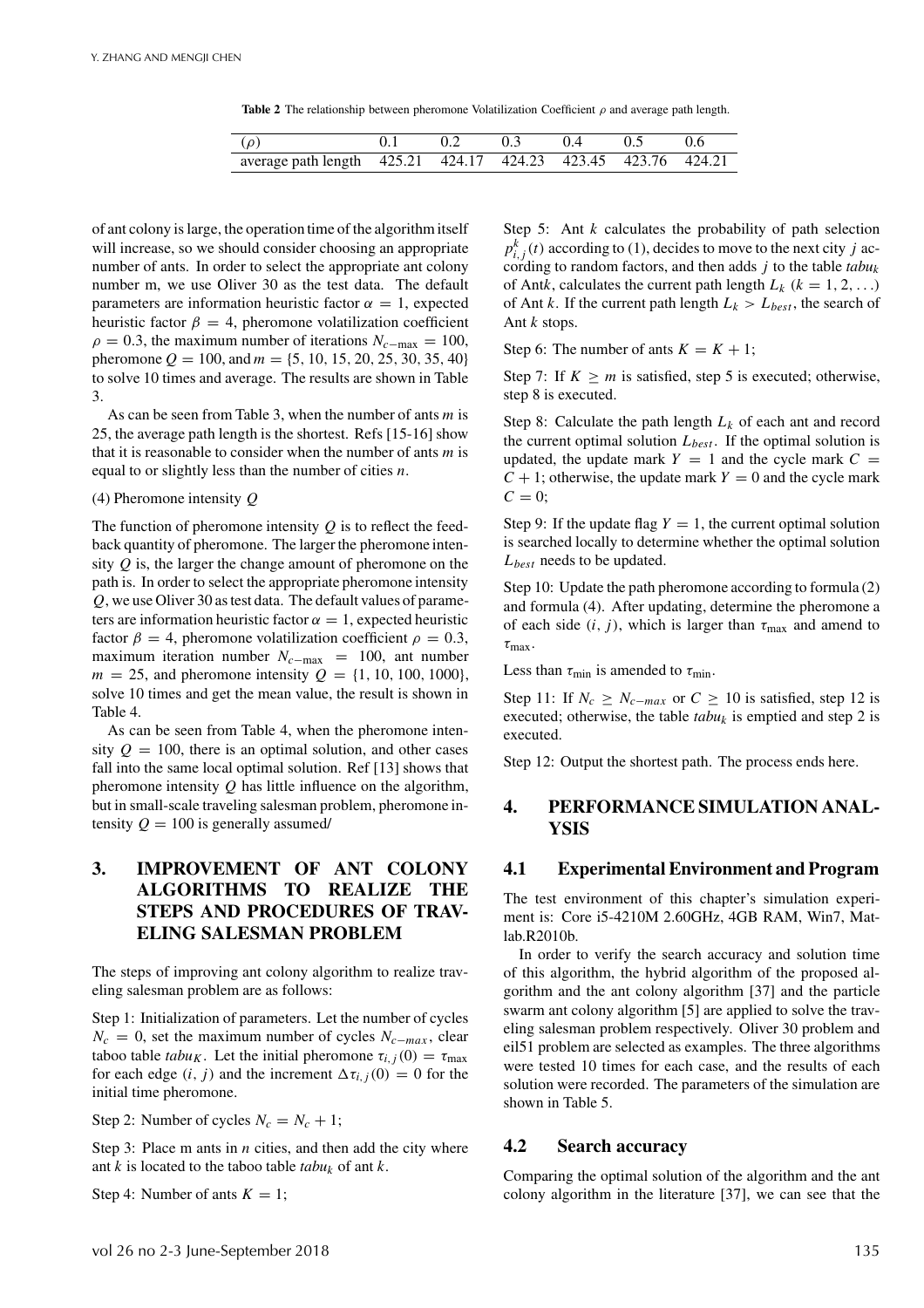**Table 2** The relationship between pheromone Volatilization Coefficient $\rho$ and average path length.

| $(\rho)$ | 0.1 | 0.2 | 0.3 | 0.4 | 0.5 | 0.6 |
|---|---|---|---|---|---|---|
| average path length | 425.21 | 424.17 | 424.23 | 423.45 | 423.76 | 424.21 |

of ant colony is large, the operation time of the algorithm itself will increase, so we should consider choosing an appropriate number of ants. In order to select the appropriate ant colony number m, we use Oliver 30 as the test data. The default parameters are information heuristic factor $\alpha = 1$, expected heuristic factor $\beta = 4$, pheromone volatilization coefficient $\rho = 0.3$, the maximum number of iterations $N_{c-\max} = 100$, pheromone $Q = 100$, and $m = \{5, 10, 15, 20, 25, 30, 35, 40\}$ to solve 10 times and average. The results are shown in Table 3.

As can be seen from Table 3, when the number of ants $m$ is 25, the average path length is the shortest. Refs [15-16] show that it is reasonable to consider when the number of ants $m$ is equal to or slightly less than the number of cities $n$.

(4) Pheromone intensity $Q$

The function of pheromone intensity $Q$ is to reflect the feedback quantity of pheromone. The larger the pheromone intensity $Q$ is, the larger the change amount of pheromone on the path is. In order to select the appropriate pheromone intensity $Q$, we use Oliver 30 as test data. The default values of parameters are information heuristic factor $\alpha = 1$, expected heuristic factor $\beta = 4$, pheromone volatilization coefficient $\rho = 0.3$, maximum iteration number $N_{c-\max} = 100$, ant number $m = 25$, and pheromone intensity $Q = \{1, 10, 100, 1000\}$, solve 10 times and get the mean value, the result is shown in Table 4.

As can be seen from Table 4, when the pheromone intensity $Q = 100$, there is an optimal solution, and other cases fall into the same local optimal solution. Ref [13] shows that pheromone intensity $Q$ has little influence on the algorithm, but in small-scale traveling salesman problem, pheromone intensity $Q = 100$ is generally assumed/

## 3. IMPROVEMENT OF ANT COLONY ALGORITHMS TO REALIZE THE STEPS AND PROCEDURES OF TRAVELING SALESMAN PROBLEM

The steps of improving ant colony algorithm to realize traveling salesman problem are as follows:

Step 1: Initialization of parameters. Let the number of cycles $N_c = 0$, set the maximum number of cycles $N_{c-max}$, clear taboo table $tabu_K$. Let the initial pheromone $\tau_{i,j}(0) = \tau_{\max}$ for each edge $(i, j)$ and the increment $\Delta\tau_{i,j}(0) = 0$ for the initial time pheromone.

Step 2: Number of cycles $N_c = N_c + 1$;

Step 3: Place m ants in $n$ cities, and then add the city where ant $k$ is located to the taboo table $tabu_k$ of ant $k$.

Step 4: Number of ants $K = 1$;

Step 5: Ant $k$ calculates the probability of path selection $p^k_{i,j}(t)$ according to (1), decides to move to the next city $j$ according to random factors, and then adds $j$ to the table $tabu_k$ of Ant$k$, calculates the current path length $L_k$ $(k = 1, 2, \ldots)$ of Ant $k$. If the current path length $L_k > L_{best}$, the search of Ant $k$ stops.

Step 6: The number of ants $K = K + 1$;

Step 7: If $K \geq m$ is satisfied, step 5 is executed; otherwise, step 8 is executed.

Step 8: Calculate the path length $L_k$ of each ant and record the current optimal solution $L_{best}$. If the optimal solution is updated, the update mark $Y = 1$ and the cycle mark $C = C + 1$; otherwise, the update mark $Y = 0$ and the cycle mark $C = 0$;

Step 9: If the update flag $Y = 1$, the current optimal solution is searched locally to determine whether the optimal solution $L_{best}$ needs to be updated.

Step 10: Update the path pheromone according to formula (2) and formula (4). After updating, determine the pheromone a of each side $(i, j)$, which is larger than $\tau_{\max}$ and amend to $\tau_{\max}$.

Less than $\tau_{\min}$ is amended to $\tau_{\min}$.

Step 11: If $N_c \geq N_{c-max}$ or $C \geq 10$ is satisfied, step 12 is executed; otherwise, the table $tabu_k$ is emptied and step 2 is executed.

Step 12: Output the shortest path. The process ends here.

## 4. PERFORMANCE SIMULATION ANALYSIS

### 4.1 Experimental Environment and Program

The test environment of this chapter's simulation experiment is: Core i5-4210M 2.60GHz, 4GB RAM, Win7, Matlab.R2010b.

In order to verify the search accuracy and solution time of this algorithm, the hybrid algorithm of the proposed algorithm and the ant colony algorithm [37] and the particle swarm ant colony algorithm [5] are applied to solve the traveling salesman problem respectively. Oliver 30 problem and eil51 problem are selected as examples. The three algorithms were tested 10 times for each case, and the results of each solution were recorded. The parameters of the simulation are shown in Table 5.

### 4.2 Search accuracy

Comparing the optimal solution of the algorithm and the ant colony algorithm in the literature [37], we can see that the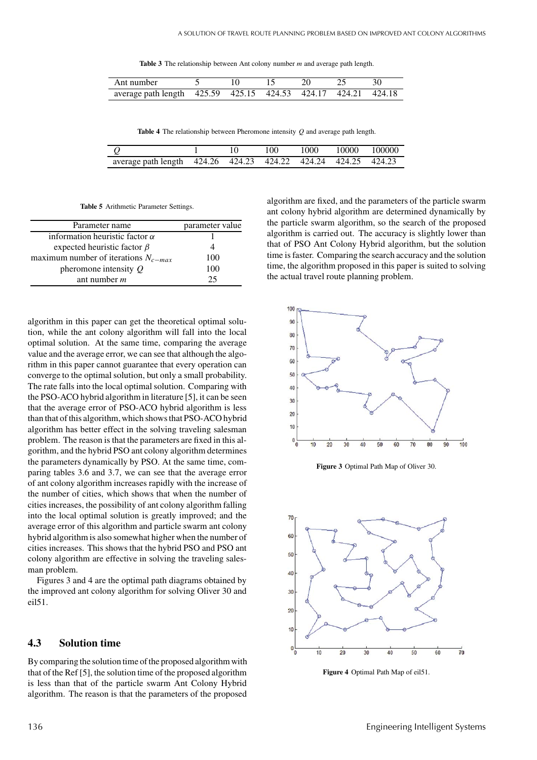**Table 3** The relationship between Ant colony number $m$ and average path length.

| Ant number | 5 | 10 | 15 | 20 | 25 | 30 |
|---|---|---|---|---|---|---|
| average path length | 425.59 | 425.15 | 424.53 | 424.17 | 424.21 | 424.18 |

**Table 4** The relationship between Pheromone intensity $Q$ and average path length.

| $Q$ | 1 | 10 | 100 | 1000 | 10000 | 100000 |
|---|---|---|---|---|---|---|
| average path length | 424.26 | 424.23 | 424.22 | 424.24 | 424.25 | 424.23 |

**Table 5** Arithmetic Parameter Settings.

| Parameter name | parameter value |
|---|---|
| information heuristic factor $\alpha$ | 1 |
| expected heuristic factor $\beta$ | 4 |
| maximum number of iterations $N_{c-max}$ | 100 |
| pheromone intensity $Q$ | 100 |
| ant number $m$ | 25 |

algorithm in this paper can get the theoretical optimal solution, while the ant colony algorithm will fall into the local optimal solution. At the same time, comparing the average value and the average error, we can see that although the algorithm in this paper cannot guarantee that every operation can converge to the optimal solution, but only a small probability. The rate falls into the local optimal solution. Comparing with the PSO-ACO hybrid algorithm in literature [5], it can be seen that the average error of PSO-ACO hybrid algorithm is less than that of this algorithm, which shows that PSO-ACO hybrid algorithm has better effect in the solving traveling salesman problem. The reason is that the parameters are fixed in this algorithm, and the hybrid PSO ant colony algorithm determines the parameters dynamically by PSO. At the same time, comparing tables 3.6 and 3.7, we can see that the average error of ant colony algorithm increases rapidly with the increase of the number of cities, which shows that when the number of cities increases, the possibility of ant colony algorithm falling into the local optimal solution is greatly improved; and the average error of this algorithm and particle swarm ant colony hybrid algorithm is also somewhat higher when the number of cities increases. This shows that the hybrid PSO and PSO ant colony algorithm are effective in solving the traveling salesman problem.

Figures 3 and 4 are the optimal path diagrams obtained by the improved ant colony algorithm for solving Oliver 30 and eil51.

## 4.3 Solution time

By comparing the solution time of the proposed algorithm with that of the Ref [5], the solution time of the proposed algorithm is less than that of the particle swarm Ant Colony Hybrid algorithm. The reason is that the parameters of the proposed algorithm are fixed, and the parameters of the particle swarm ant colony hybrid algorithm are determined dynamically by the particle swarm algorithm, so the search of the proposed algorithm is carried out. The accuracy is slightly lower than that of PSO Ant Colony Hybrid algorithm, but the solution time is faster. Comparing the search accuracy and the solution time, the algorithm proposed in this paper is suited to solving the actual travel route planning problem.

**Figure 3** Optimal Path Map of Oliver 30.

**Figure 4** Optimal Path Map of eil51.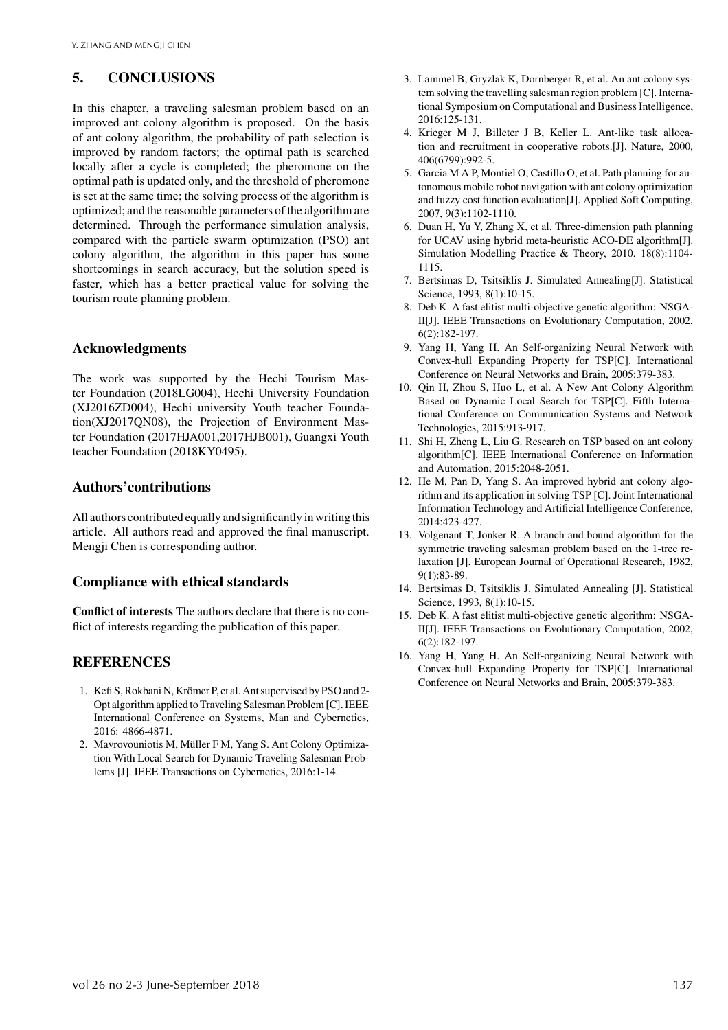## 5. CONCLUSIONS

In this chapter, a traveling salesman problem based on an improved ant colony algorithm is proposed. On the basis of ant colony algorithm, the probability of path selection is improved by random factors; the optimal path is searched locally after a cycle is completed; the pheromone on the optimal path is updated only, and the threshold of pheromone is set at the same time; the solving process of the algorithm is optimized; and the reasonable parameters of the algorithm are determined. Through the performance simulation analysis, compared with the particle swarm optimization (PSO) ant colony algorithm, the algorithm in this paper has some shortcomings in search accuracy, but the solution speed is faster, which has a better practical value for solving the tourism route planning problem.

### Acknowledgments

The work was supported by the Hechi Tourism Master Foundation (2018LG004), Hechi University Foundation (XJ2016ZD004), Hechi university Youth teacher Foundation(XJ2017QN08), the Projection of Environment Master Foundation (2017HJA001,2017HJB001), Guangxi Youth teacher Foundation (2018KY0495).

### Authors'contributions

All authors contributed equally and significantly in writing this article. All authors read and approved the final manuscript. Mengji Chen is corresponding author.

### Compliance with ethical standards

**Conflict of interests** The authors declare that there is no conflict of interests regarding the publication of this paper.

## REFERENCES

1. Kefi S, Rokbani N, Krömer P, et al. Ant supervised by PSO and 2-Opt algorithm applied to Traveling Salesman Problem [C]. IEEE International Conference on Systems, Man and Cybernetics, 2016: 4866-4871.
2. Mavrovouniotis M, Müller F M, Yang S. Ant Colony Optimization With Local Search for Dynamic Traveling Salesman Problems [J]. IEEE Transactions on Cybernetics, 2016:1-14.
3. Lammel B, Gryzlak K, Dornberger R, et al. An ant colony system solving the travelling salesman region problem [C]. International Symposium on Computational and Business Intelligence, 2016:125-131.
4. Krieger M J, Billeter J B, Keller L. Ant-like task allocation and recruitment in cooperative robots.[J]. Nature, 2000, 406(6799):992-5.
5. Garcia M A P, Montiel O, Castillo O, et al. Path planning for autonomous mobile robot navigation with ant colony optimization and fuzzy cost function evaluation[J]. Applied Soft Computing, 2007, 9(3):1102-1110.
6. Duan H, Yu Y, Zhang X, et al. Three-dimension path planning for UCAV using hybrid meta-heuristic ACO-DE algorithm[J]. Simulation Modelling Practice & Theory, 2010, 18(8):1104-1115.
7. Bertsimas D, Tsitsiklis J. Simulated Annealing[J]. Statistical Science, 1993, 8(1):10-15.
8. Deb K. A fast elitist multi-objective genetic algorithm: NSGA-II[J]. IEEE Transactions on Evolutionary Computation, 2002, 6(2):182-197.
9. Yang H, Yang H. An Self-organizing Neural Network with Convex-hull Expanding Property for TSP[C]. International Conference on Neural Networks and Brain, 2005:379-383.
10. Qin H, Zhou S, Huo L, et al. A New Ant Colony Algorithm Based on Dynamic Local Search for TSP[C]. Fifth International Conference on Communication Systems and Network Technologies, 2015:913-917.
11. Shi H, Zheng L, Liu G. Research on TSP based on ant colony algorithm[C]. IEEE International Conference on Information and Automation, 2015:2048-2051.
12. He M, Pan D, Yang S. An improved hybrid ant colony algorithm and its application in solving TSP [C]. Joint International Information Technology and Artificial Intelligence Conference, 2014:423-427.
13. Volgenant T, Jonker R. A branch and bound algorithm for the symmetric traveling salesman problem based on the 1-tree relaxation [J]. European Journal of Operational Research, 1982, 9(1):83-89.
14. Bertsimas D, Tsitsiklis J. Simulated Annealing [J]. Statistical Science, 1993, 8(1):10-15.
15. Deb K. A fast elitist multi-objective genetic algorithm: NSGA-II[J]. IEEE Transactions on Evolutionary Computation, 2002, 6(2):182-197.
16. Yang H, Yang H. An Self-organizing Neural Network with Convex-hull Expanding Property for TSP[C]. International Conference on Neural Networks and Brain, 2005:379-383.